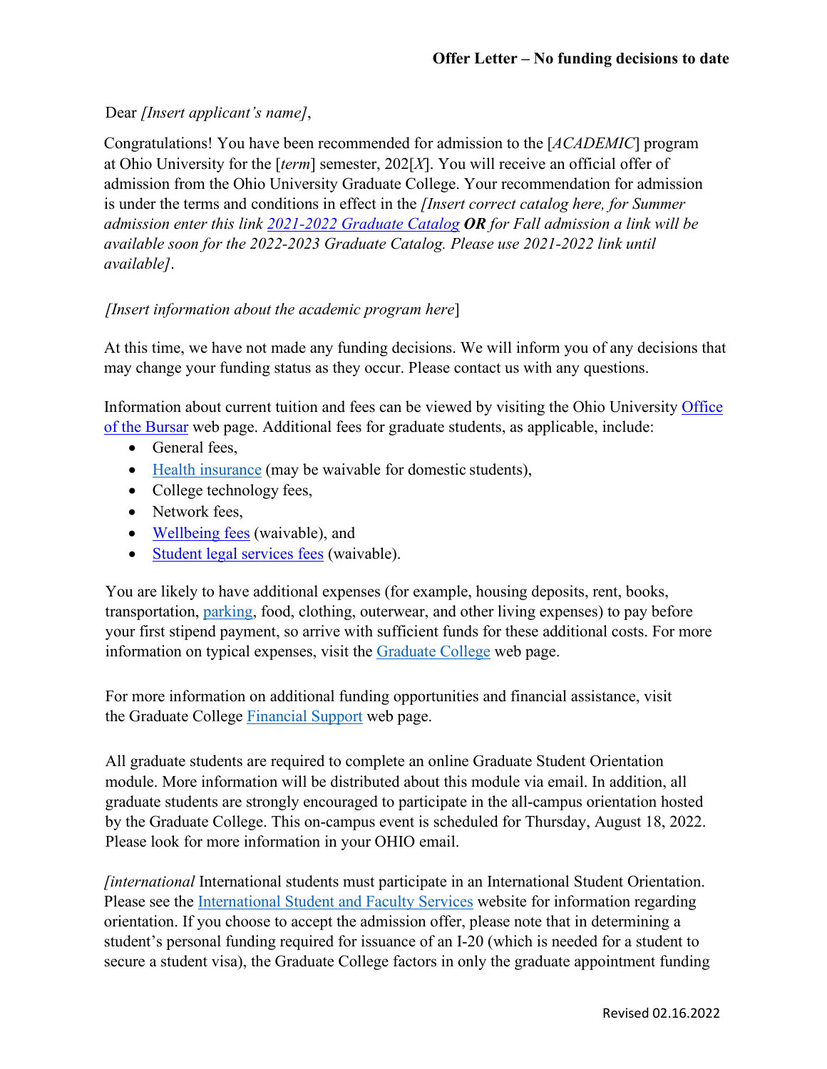**Offer Letter – No funding decisions to date**

Dear *[Insert applicant's name]*,

Congratulations! You have been recommended for admission to the [*ACADEMIC*] program at Ohio University for the [*term*] semester, 202[*X*]. You will receive an official offer of admission from the Ohio University Graduate College. Your recommendation for admission is under the terms and conditions in effect in the *[Insert correct catalog here, for Summer admission enter this link [2021-2022 Graduate Catalog](#)* ***OR*** *for Fall admission a link will be available soon for the 2022-2023 Graduate Catalog. Please use 2021-2022 link until available]*.

*[Insert information about the academic program here*]

At this time, we have not made any funding decisions. We will inform you of any decisions that may change your funding status as they occur. Please contact us with any questions.

Information about current tuition and fees can be viewed by visiting the Ohio University [Office of the Bursar](#) web page. Additional fees for graduate students, as applicable, include:

- General fees,
- [Health insurance](#) (may be waivable for domestic students),
- College technology fees,
- Network fees,
- [Wellbeing fees](#) (waivable), and
- [Student legal services fees](#) (waivable).

You are likely to have additional expenses (for example, housing deposits, rent, books, transportation, [parking](#), food, clothing, outerwear, and other living expenses) to pay before your first stipend payment, so arrive with sufficient funds for these additional costs. For more information on typical expenses, visit the [Graduate College](#) web page.

For more information on additional funding opportunities and financial assistance, visit the Graduate College [Financial Support](#) web page.

All graduate students are required to complete an online Graduate Student Orientation module. More information will be distributed about this module via email. In addition, all graduate students are strongly encouraged to participate in the all-campus orientation hosted by the Graduate College. This on-campus event is scheduled for Thursday, August 18, 2022. Please look for more information in your OHIO email.

*[international* International students must participate in an International Student Orientation. Please see the [International Student and Faculty Services](#) website for information regarding orientation. If you choose to accept the admission offer, please note that in determining a student's personal funding required for issuance of an I-20 (which is needed for a student to secure a student visa), the Graduate College factors in only the graduate appointment funding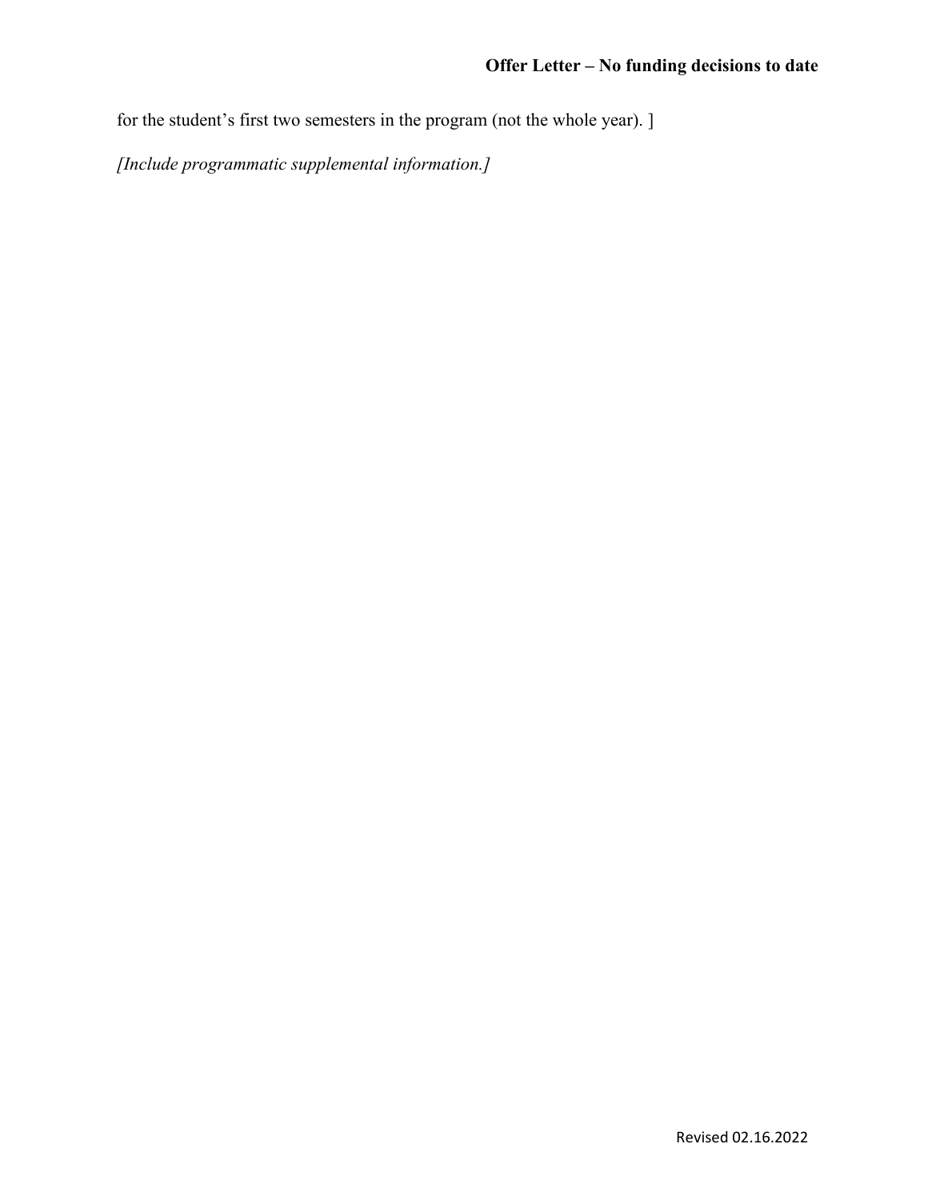for the student's first two semesters in the program (not the whole year). ]

*[Include programmatic supplemental information.]*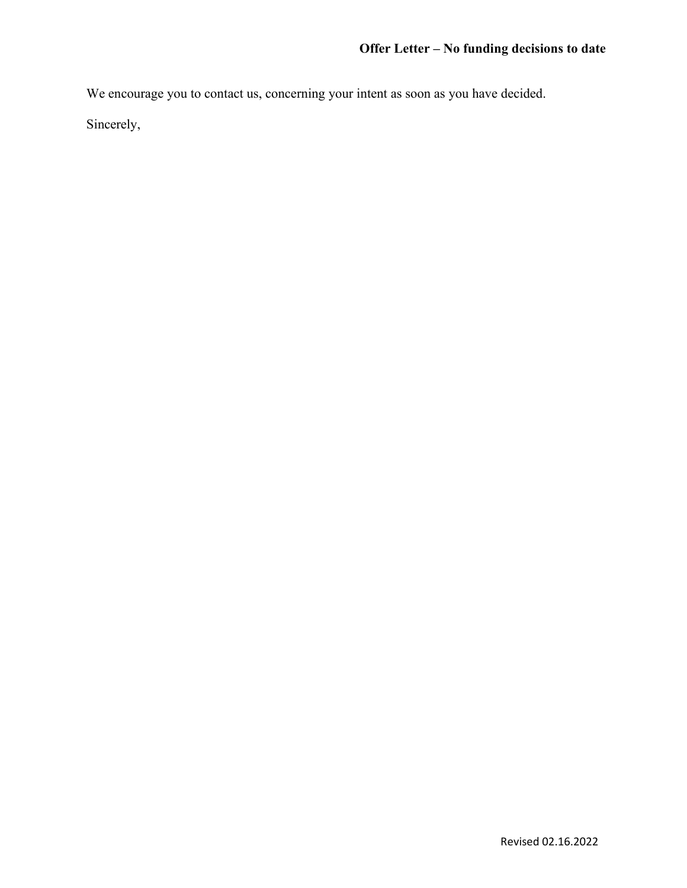We encourage you to contact us, concerning your intent as soon as you have decided.

Sincerely,